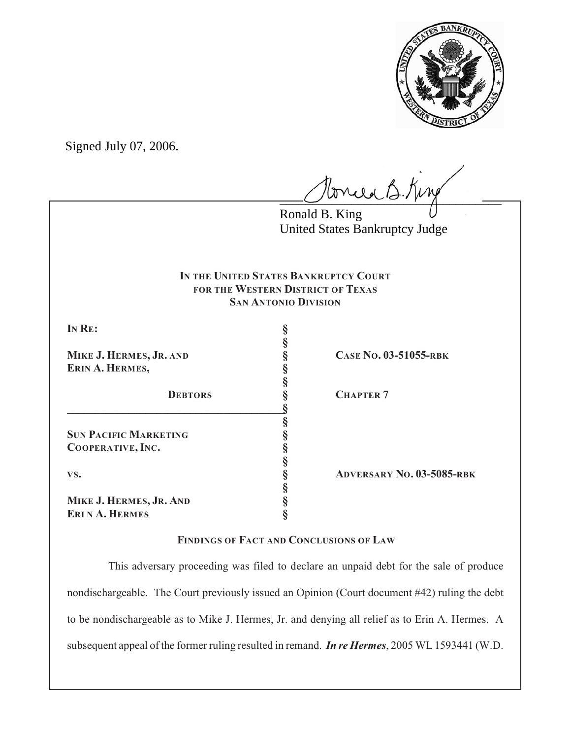Signed July 07, 2006.

Ronald B. King
United States Bankruptcy Judge

**IN THE UNITED STATES BANKRUPTCY COURT**
**FOR THE WESTERN DISTRICT OF TEXAS**
**SAN ANTONIO DIVISION**

| | | |
|---|---|---|
| **IN RE:** | § | |
| | § | |
| **MIKE J. HERMES, JR. AND** | § | **CASE NO. 03-51055-RBK** |
| **ERIN A. HERMES,** | § | |
| | § | |
| **DEBTORS** | § | **CHAPTER 7** |
| | § | |
| | § | |
| **SUN PACIFIC MARKETING** | § | |
| **COOPERATIVE, INC.** | § | |
| | § | |
| **VS.** | § | **ADVERSARY NO. 03-5085-RBK** |
| | § | |
| **MIKE J. HERMES, JR. AND** | § | |
| **ERI N A. HERMES** | § | |

**FINDINGS OF FACT AND CONCLUSIONS OF LAW**

This adversary proceeding was filed to declare an unpaid debt for the sale of produce nondischargeable. The Court previously issued an Opinion (Court document #42) ruling the debt to be nondischargeable as to Mike J. Hermes, Jr. and denying all relief as to Erin A. Hermes. A subsequent appeal of the former ruling resulted in remand. ***In re Hermes***, 2005 WL 1593441 (W.D.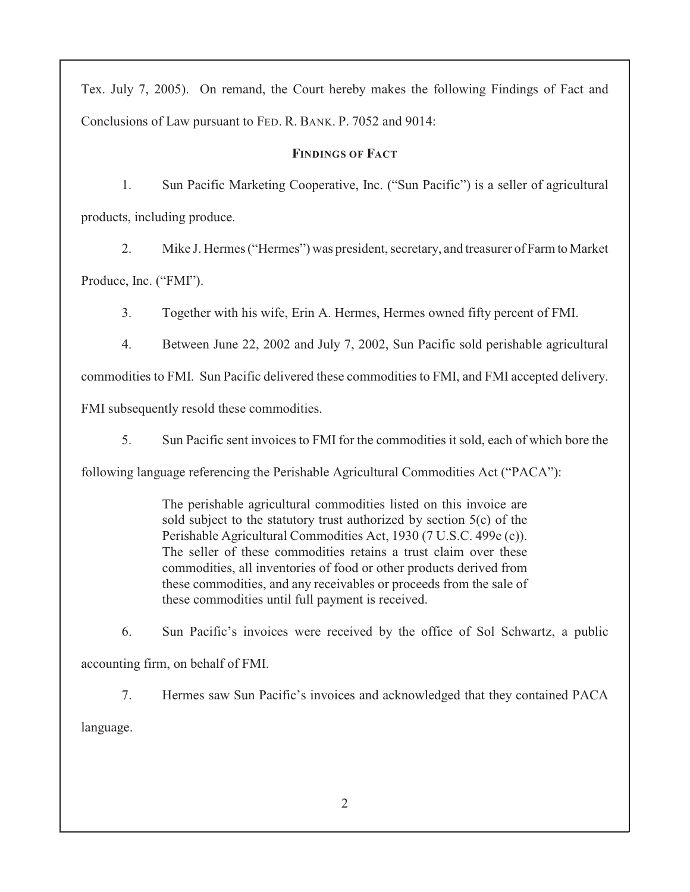Tex. July 7, 2005). On remand, the Court hereby makes the following Findings of Fact and Conclusions of Law pursuant to FED. R. BANK. P. 7052 and 9014:

## FINDINGS OF FACT

1. Sun Pacific Marketing Cooperative, Inc. ("Sun Pacific") is a seller of agricultural products, including produce.

2. Mike J. Hermes ("Hermes") was president, secretary, and treasurer of Farm to Market Produce, Inc. ("FMI").

3. Together with his wife, Erin A. Hermes, Hermes owned fifty percent of FMI.

4. Between June 22, 2002 and July 7, 2002, Sun Pacific sold perishable agricultural commodities to FMI. Sun Pacific delivered these commodities to FMI, and FMI accepted delivery. FMI subsequently resold these commodities.

5. Sun Pacific sent invoices to FMI for the commodities it sold, each of which bore the following language referencing the Perishable Agricultural Commodities Act ("PACA"):

> The perishable agricultural commodities listed on this invoice are sold subject to the statutory trust authorized by section 5(c) of the Perishable Agricultural Commodities Act, 1930 (7 U.S.C. 499e (c)). The seller of these commodities retains a trust claim over these commodities, all inventories of food or other products derived from these commodities, and any receivables or proceeds from the sale of these commodities until full payment is received.

6. Sun Pacific's invoices were received by the office of Sol Schwartz, a public accounting firm, on behalf of FMI.

7. Hermes saw Sun Pacific's invoices and acknowledged that they contained PACA language.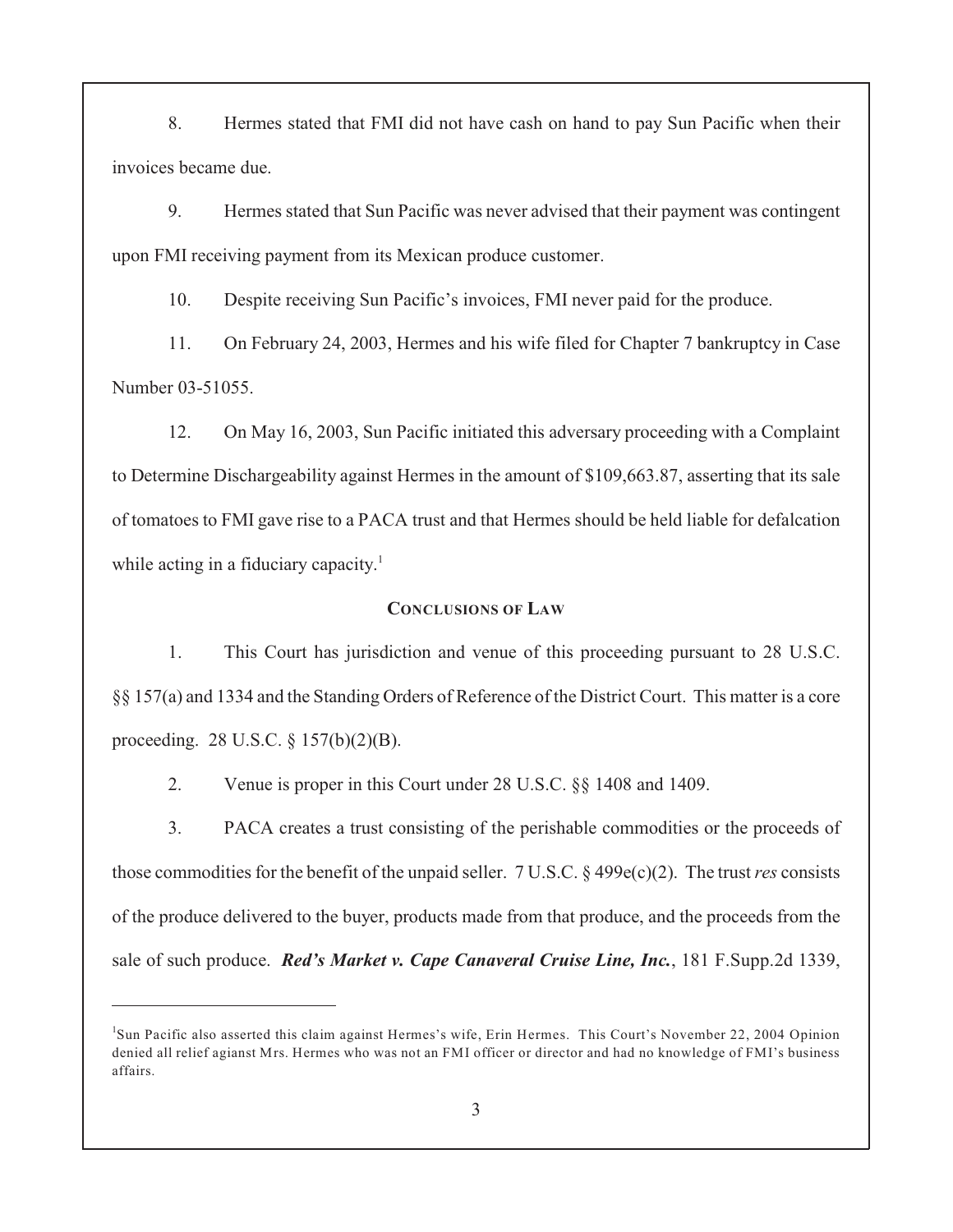8. Hermes stated that FMI did not have cash on hand to pay Sun Pacific when their invoices became due.

9. Hermes stated that Sun Pacific was never advised that their payment was contingent upon FMI receiving payment from its Mexican produce customer.

10. Despite receiving Sun Pacific's invoices, FMI never paid for the produce.

11. On February 24, 2003, Hermes and his wife filed for Chapter 7 bankruptcy in Case Number 03-51055.

12. On May 16, 2003, Sun Pacific initiated this adversary proceeding with a Complaint to Determine Dischargeability against Hermes in the amount of $109,663.87, asserting that its sale of tomatoes to FMI gave rise to a PACA trust and that Hermes should be held liable for defalcation while acting in a fiduciary capacity.[1]

## CONCLUSIONS OF LAW

1. This Court has jurisdiction and venue of this proceeding pursuant to 28 U.S.C. §§ 157(a) and 1334 and the Standing Orders of Reference of the District Court. This matter is a core proceeding. 28 U.S.C. § 157(b)(2)(B).

2. Venue is proper in this Court under 28 U.S.C. §§ 1408 and 1409.

3. PACA creates a trust consisting of the perishable commodities or the proceeds of those commodities for the benefit of the unpaid seller. 7 U.S.C. § 499e(c)(2). The trust *res* consists of the produce delivered to the buyer, products made from that produce, and the proceeds from the sale of such produce. ***Red's Market v. Cape Canaveral Cruise Line, Inc.***, 181 F.Supp.2d 1339,

---

[1]Sun Pacific also asserted this claim against Hermes's wife, Erin Hermes. This Court's November 22, 2004 Opinion denied all relief agianst Mrs. Hermes who was not an FMI officer or director and had no knowledge of FMI's business affairs.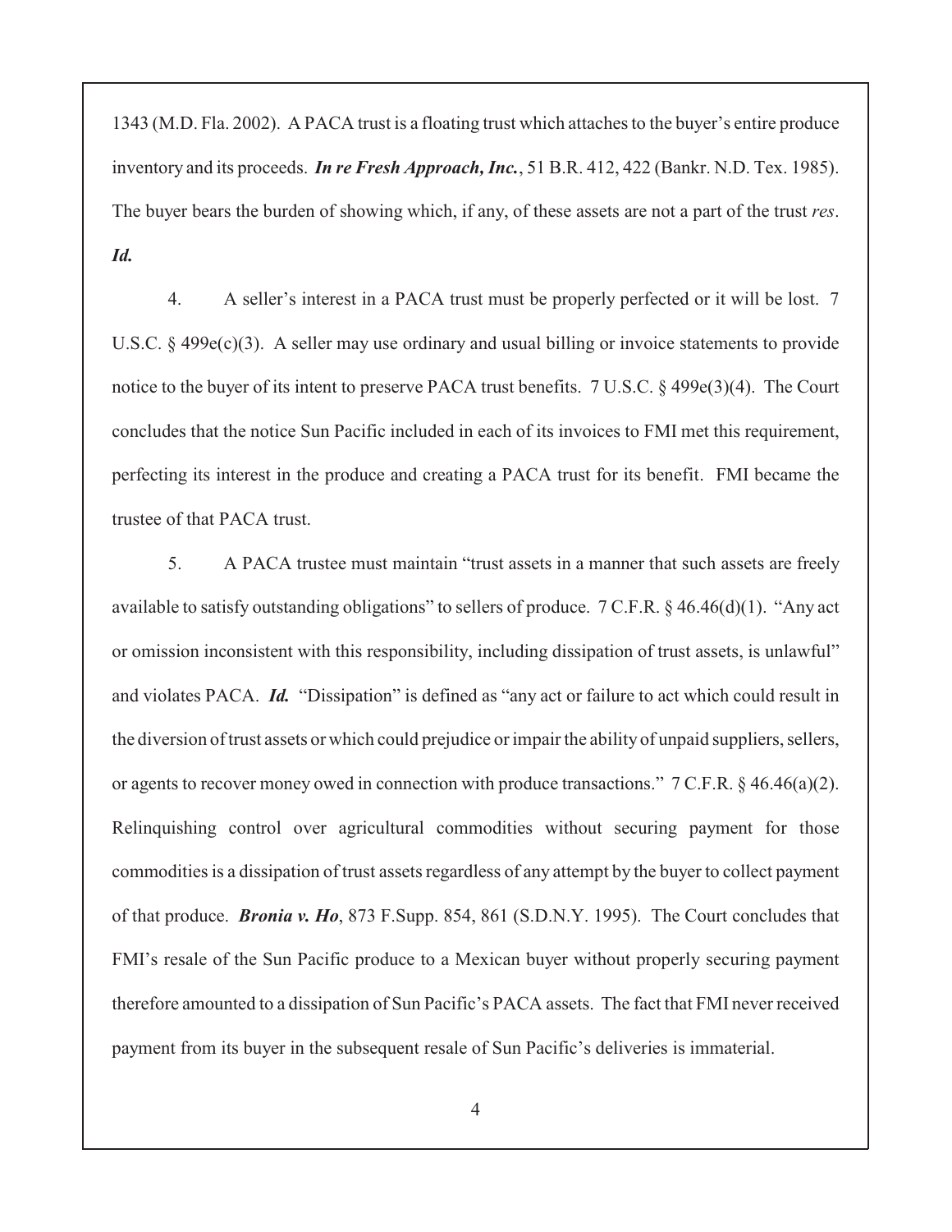1343 (M.D. Fla. 2002). A PACA trust is a floating trust which attaches to the buyer's entire produce inventory and its proceeds. ***In re Fresh Approach, Inc.***, 51 B.R. 412, 422 (Bankr. N.D. Tex. 1985). The buyer bears the burden of showing which, if any, of these assets are not a part of the trust *res*. ***Id.***

4. A seller's interest in a PACA trust must be properly perfected or it will be lost. 7 U.S.C. § 499e(c)(3). A seller may use ordinary and usual billing or invoice statements to provide notice to the buyer of its intent to preserve PACA trust benefits. 7 U.S.C. § 499e(3)(4). The Court concludes that the notice Sun Pacific included in each of its invoices to FMI met this requirement, perfecting its interest in the produce and creating a PACA trust for its benefit. FMI became the trustee of that PACA trust.

5. A PACA trustee must maintain "trust assets in a manner that such assets are freely available to satisfy outstanding obligations" to sellers of produce. 7 C.F.R. § 46.46(d)(1). "Any act or omission inconsistent with this responsibility, including dissipation of trust assets, is unlawful" and violates PACA. ***Id.*** "Dissipation" is defined as "any act or failure to act which could result in the diversion of trust assets or which could prejudice or impair the ability of unpaid suppliers, sellers, or agents to recover money owed in connection with produce transactions." 7 C.F.R. § 46.46(a)(2). Relinquishing control over agricultural commodities without securing payment for those commodities is a dissipation of trust assets regardless of any attempt by the buyer to collect payment of that produce. ***Bronia v. Ho***, 873 F.Supp. 854, 861 (S.D.N.Y. 1995). The Court concludes that FMI's resale of the Sun Pacific produce to a Mexican buyer without properly securing payment therefore amounted to a dissipation of Sun Pacific's PACA assets. The fact that FMI never received payment from its buyer in the subsequent resale of Sun Pacific's deliveries is immaterial.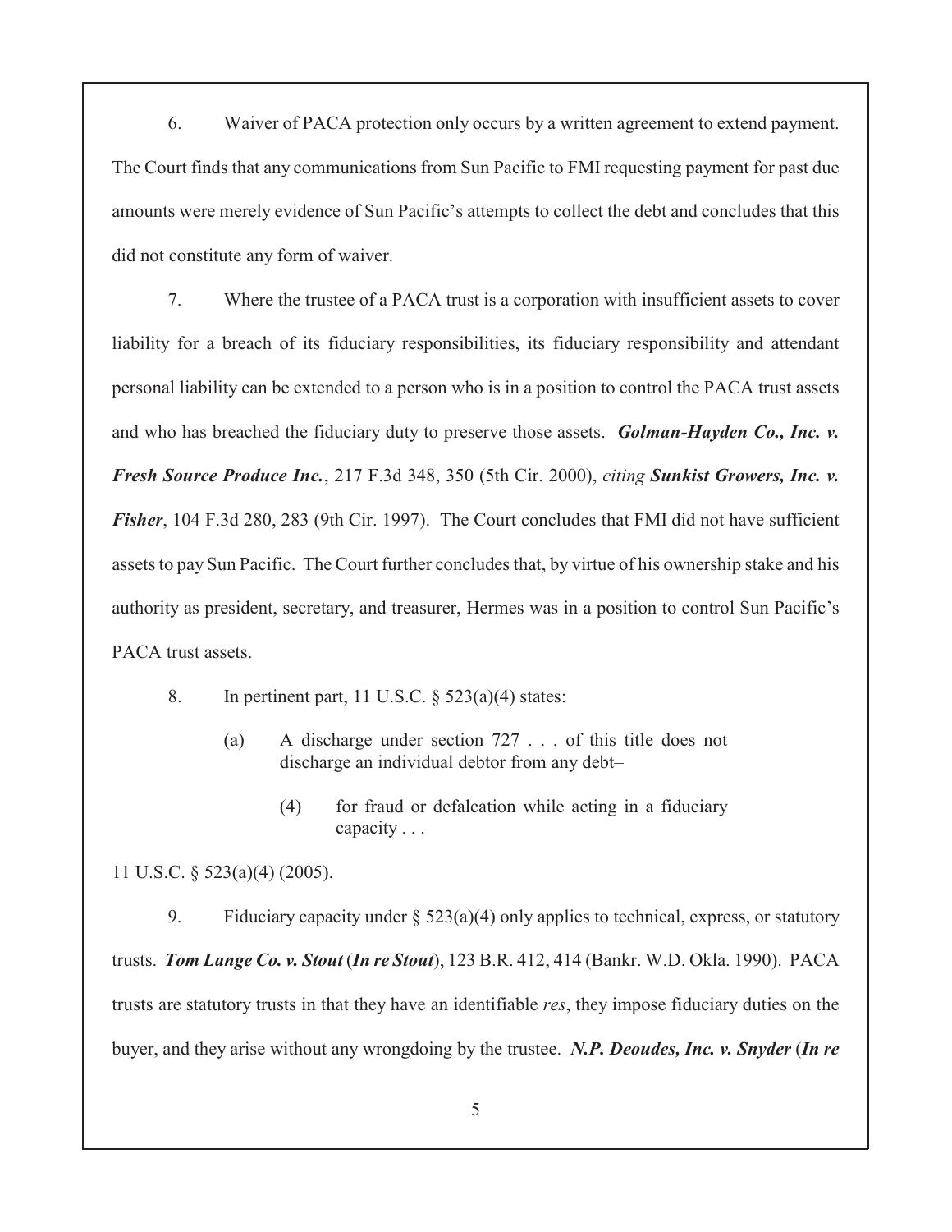6. Waiver of PACA protection only occurs by a written agreement to extend payment. The Court finds that any communications from Sun Pacific to FMI requesting payment for past due amounts were merely evidence of Sun Pacific's attempts to collect the debt and concludes that this did not constitute any form of waiver.

7. Where the trustee of a PACA trust is a corporation with insufficient assets to cover liability for a breach of its fiduciary responsibilities, its fiduciary responsibility and attendant personal liability can be extended to a person who is in a position to control the PACA trust assets and who has breached the fiduciary duty to preserve those assets. ***Golman-Hayden Co., Inc. v. Fresh Source Produce Inc.***, 217 F.3d 348, 350 (5th Cir. 2000), *citing* ***Sunkist Growers, Inc. v. Fisher***, 104 F.3d 280, 283 (9th Cir. 1997). The Court concludes that FMI did not have sufficient assets to pay Sun Pacific. The Court further concludes that, by virtue of his ownership stake and his authority as president, secretary, and treasurer, Hermes was in a position to control Sun Pacific's PACA trust assets.

8. In pertinent part, 11 U.S.C. § 523(a)(4) states:

> (a) A discharge under section 727 . . . of this title does not discharge an individual debtor from any debt–
>
> > (4) for fraud or defalcation while acting in a fiduciary capacity . . .

11 U.S.C. § 523(a)(4) (2005).

9. Fiduciary capacity under § 523(a)(4) only applies to technical, express, or statutory trusts. ***Tom Lange Co. v. Stout*** (***In re Stout***), 123 B.R. 412, 414 (Bankr. W.D. Okla. 1990). PACA trusts are statutory trusts in that they have an identifiable *res*, they impose fiduciary duties on the buyer, and they arise without any wrongdoing by the trustee. ***N.P. Deoudes, Inc. v. Snyder*** (***In re***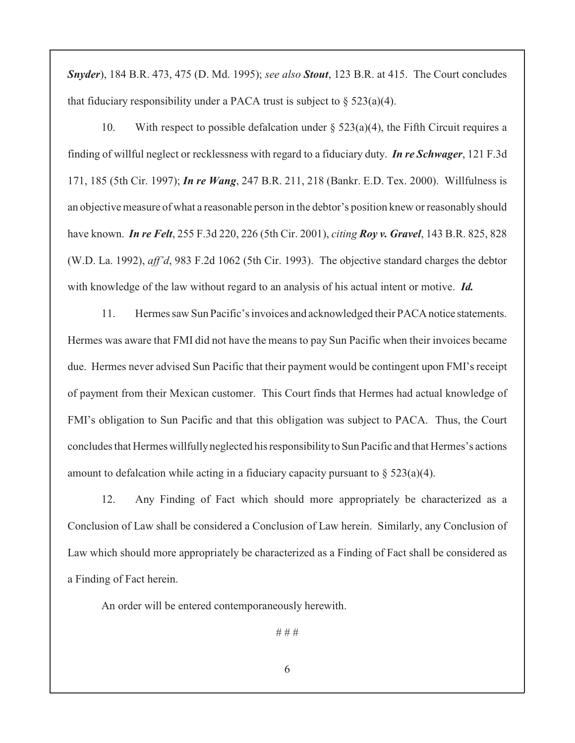***Snyder***), 184 B.R. 473, 475 (D. Md. 1995); *see also* ***Stout***, 123 B.R. at 415. The Court concludes that fiduciary responsibility under a PACA trust is subject to § 523(a)(4).

10. With respect to possible defalcation under § 523(a)(4), the Fifth Circuit requires a finding of willful neglect or recklessness with regard to a fiduciary duty. ***In re Schwager***, 121 F.3d 171, 185 (5th Cir. 1997); ***In re Wang***, 247 B.R. 211, 218 (Bankr. E.D. Tex. 2000). Willfulness is an objective measure of what a reasonable person in the debtor's position knew or reasonably should have known. ***In re Felt***, 255 F.3d 220, 226 (5th Cir. 2001), *citing* ***Roy v. Gravel***, 143 B.R. 825, 828 (W.D. La. 1992), *aff'd*, 983 F.2d 1062 (5th Cir. 1993). The objective standard charges the debtor with knowledge of the law without regard to an analysis of his actual intent or motive. ***Id.***

11. Hermes saw Sun Pacific's invoices and acknowledged their PACA notice statements. Hermes was aware that FMI did not have the means to pay Sun Pacific when their invoices became due. Hermes never advised Sun Pacific that their payment would be contingent upon FMI's receipt of payment from their Mexican customer. This Court finds that Hermes had actual knowledge of FMI's obligation to Sun Pacific and that this obligation was subject to PACA. Thus, the Court concludes that Hermes willfully neglected his responsibility to Sun Pacific and that Hermes's actions amount to defalcation while acting in a fiduciary capacity pursuant to § 523(a)(4).

12. Any Finding of Fact which should more appropriately be characterized as a Conclusion of Law shall be considered a Conclusion of Law herein. Similarly, any Conclusion of Law which should more appropriately be characterized as a Finding of Fact shall be considered as a Finding of Fact herein.

An order will be entered contemporaneously herewith.

# # #